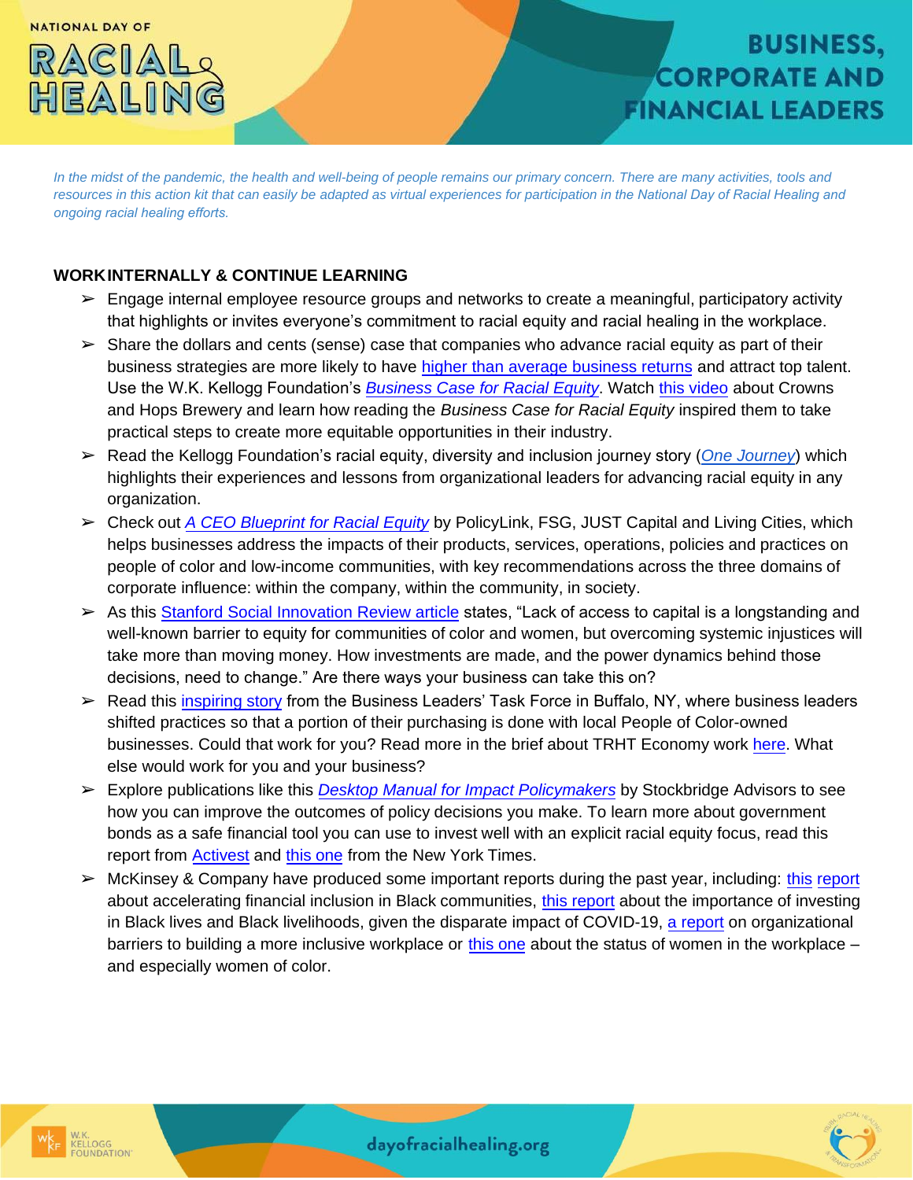NATIONAL DAY OF

# RACIAL HEALING

# BUSINESS, CORPORATE AND FINANCIAL LEADERS

*In the midst of the pandemic, the health and well-being of people remains our primary concern. There are many activities, tools and resources in this action kit that can easily be adapted as virtual experiences for participation in the National Day of Racial Healing and ongoing racial healing efforts.*

**WORK INTERNALLY & CONTINUE LEARNING**

- Engage internal employee resource groups and networks to create a meaningful, participatory activity that highlights or invites everyone's commitment to racial equity and racial healing in the workplace.
- Share the dollars and cents (sense) case that companies who advance racial equity as part of their business strategies are more likely to have higher than average business returns and attract top talent. Use the W.K. Kellogg Foundation's *Business Case for Racial Equity*. Watch this video about Crowns and Hops Brewery and learn how reading the *Business Case for Racial Equity* inspired them to take practical steps to create more equitable opportunities in their industry.
- Read the Kellogg Foundation's racial equity, diversity and inclusion journey story (*One Journey*) which highlights their experiences and lessons from organizational leaders for advancing racial equity in any organization.
- Check out *A CEO Blueprint for Racial Equity* by PolicyLink, FSG, JUST Capital and Living Cities, which helps businesses address the impacts of their products, services, operations, policies and practices on people of color and low-income communities, with key recommendations across the three domains of corporate influence: within the company, within the community, in society.
- As this Stanford Social Innovation Review article states, "Lack of access to capital is a longstanding and well-known barrier to equity for communities of color and women, but overcoming systemic injustices will take more than moving money. How investments are made, and the power dynamics behind those decisions, need to change." Are there ways your business can take this on?
- Read this inspiring story from the Business Leaders' Task Force in Buffalo, NY, where business leaders shifted practices so that a portion of their purchasing is done with local People of Color-owned businesses. Could that work for you? Read more in the brief about TRHT Economy work here. What else would work for you and your business?
- Explore publications like this *Desktop Manual for Impact Policymakers* by Stockbridge Advisors to see how you can improve the outcomes of policy decisions you make. To learn more about government bonds as a safe financial tool you can use to invest well with an explicit racial equity focus, read this report from Activest and this one from the New York Times.
- McKinsey & Company have produced some important reports during the past year, including: this report about accelerating financial inclusion in Black communities, this report about the importance of investing in Black lives and Black livelihoods, given the disparate impact of COVID-19, a report on organizational barriers to building a more inclusive workplace or this one about the status of women in the workplace – and especially women of color.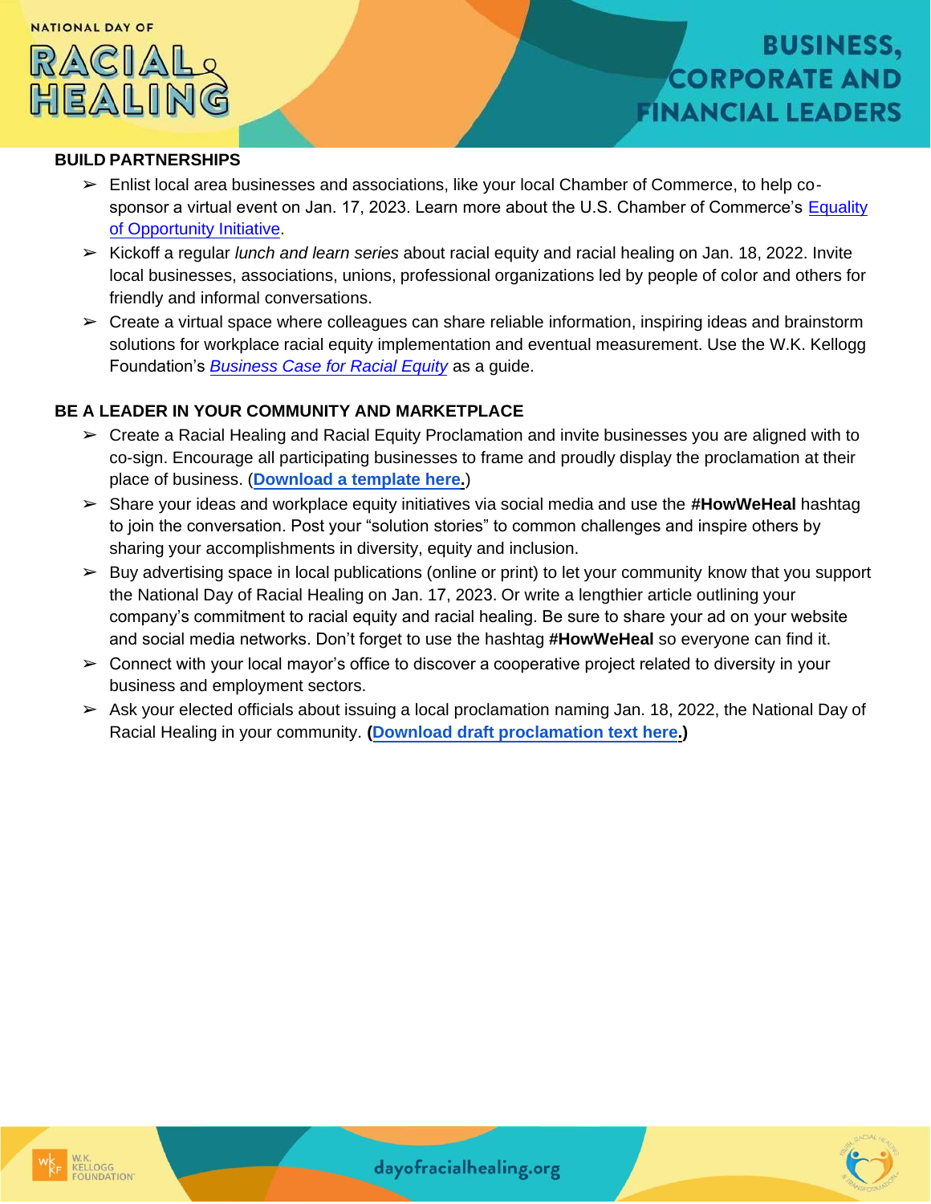## BUILD PARTNERSHIPS

- Enlist local area businesses and associations, like your local Chamber of Commerce, to help co-sponsor a virtual event on Jan. 17, 2023. Learn more about the U.S. Chamber of Commerce's Equality of Opportunity Initiative.
- Kickoff a regular *lunch and learn series* about racial equity and racial healing on Jan. 18, 2022. Invite local businesses, associations, unions, professional organizations led by people of color and others for friendly and informal conversations.
- Create a virtual space where colleagues can share reliable information, inspiring ideas and brainstorm solutions for workplace racial equity implementation and eventual measurement. Use the W.K. Kellogg Foundation's *Business Case for Racial Equity* as a guide.

## BE A LEADER IN YOUR COMMUNITY AND MARKETPLACE

- Create a Racial Healing and Racial Equity Proclamation and invite businesses you are aligned with to co-sign. Encourage all participating businesses to frame and proudly display the proclamation at their place of business. (**Download a template here.**)
- Share your ideas and workplace equity initiatives via social media and use the **#HowWeHeal** hashtag to join the conversation. Post your "solution stories" to common challenges and inspire others by sharing your accomplishments in diversity, equity and inclusion.
- Buy advertising space in local publications (online or print) to let your community know that you support the National Day of Racial Healing on Jan. 17, 2023. Or write a lengthier article outlining your company's commitment to racial equity and racial healing. Be sure to share your ad on your website and social media networks. Don't forget to use the hashtag **#HowWeHeal** so everyone can find it.
- Connect with your local mayor's office to discover a cooperative project related to diversity in your business and employment sectors.
- Ask your elected officials about issuing a local proclamation naming Jan. 18, 2022, the National Day of Racial Healing in your community. **(Download draft proclamation text here.)**